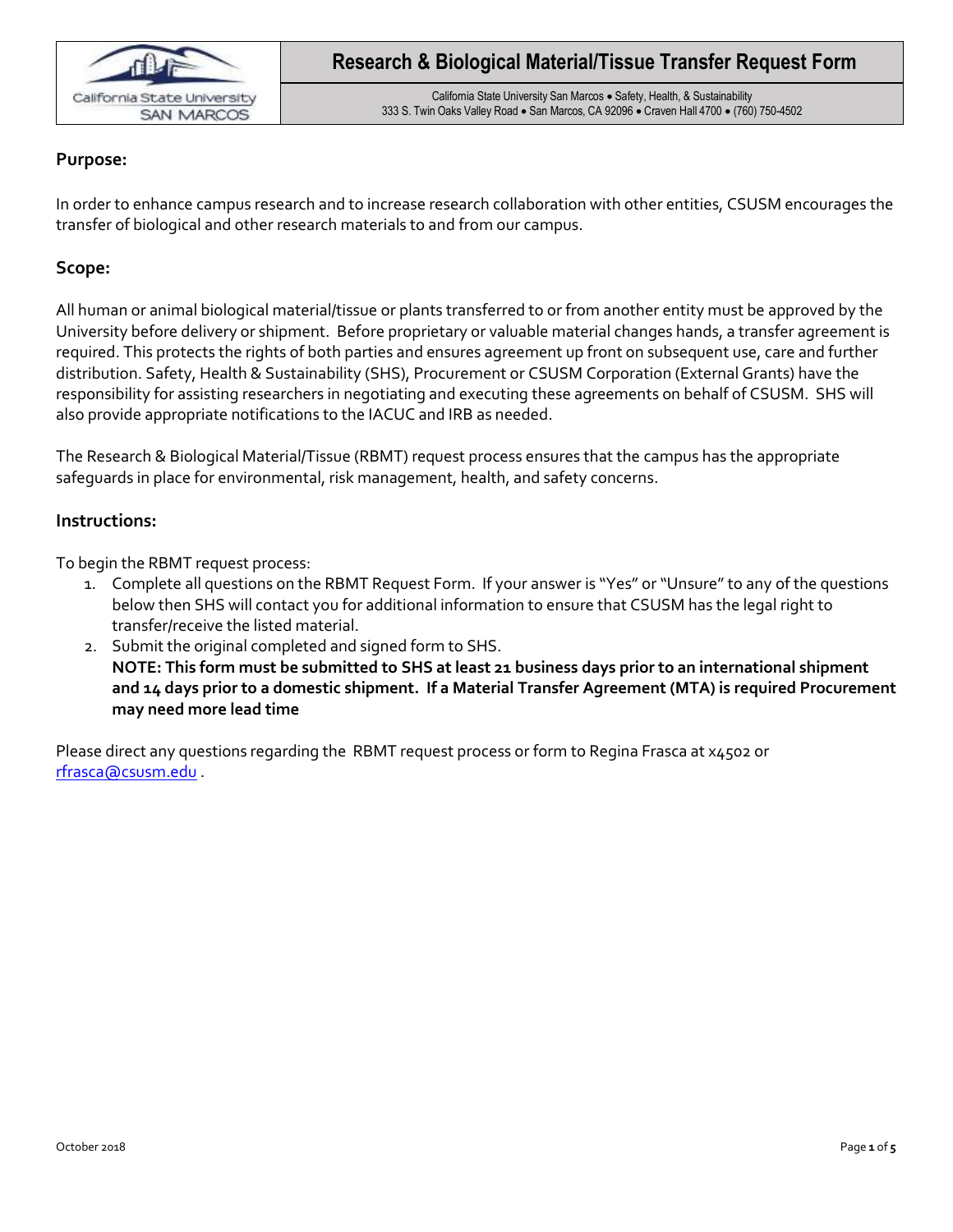# Research & Biological Material/Tissue Transfer Request Form

California State University San Marcos • Safety, Health, & Sustainability
333 S. Twin Oaks Valley Road • San Marcos, CA 92096 • Craven Hall 4700 • (760) 750-4502

## Purpose:

In order to enhance campus research and to increase research collaboration with other entities, CSUSM encourages the transfer of biological and other research materials to and from our campus.

## Scope:

All human or animal biological material/tissue or plants transferred to or from another entity must be approved by the University before delivery or shipment. Before proprietary or valuable material changes hands, a transfer agreement is required. This protects the rights of both parties and ensures agreement up front on subsequent use, care and further distribution. Safety, Health & Sustainability (SHS), Procurement or CSUSM Corporation (External Grants) have the responsibility for assisting researchers in negotiating and executing these agreements on behalf of CSUSM. SHS will also provide appropriate notifications to the IACUC and IRB as needed.

The Research & Biological Material/Tissue (RBMT) request process ensures that the campus has the appropriate safeguards in place for environmental, risk management, health, and safety concerns.

## Instructions:

To begin the RBMT request process:

1. Complete all questions on the RBMT Request Form. If your answer is "Yes" or "Unsure" to any of the questions below then SHS will contact you for additional information to ensure that CSUSM has the legal right to transfer/receive the listed material.
2. Submit the original completed and signed form to SHS.
   **NOTE: This form must be submitted to SHS at least 21 business days prior to an international shipment and 14 days prior to a domestic shipment. If a Material Transfer Agreement (MTA) is required Procurement may need more lead time**

Please direct any questions regarding the RBMT request process or form to Regina Frasca at x4502 or rfrasca@csusm.edu .

October 2018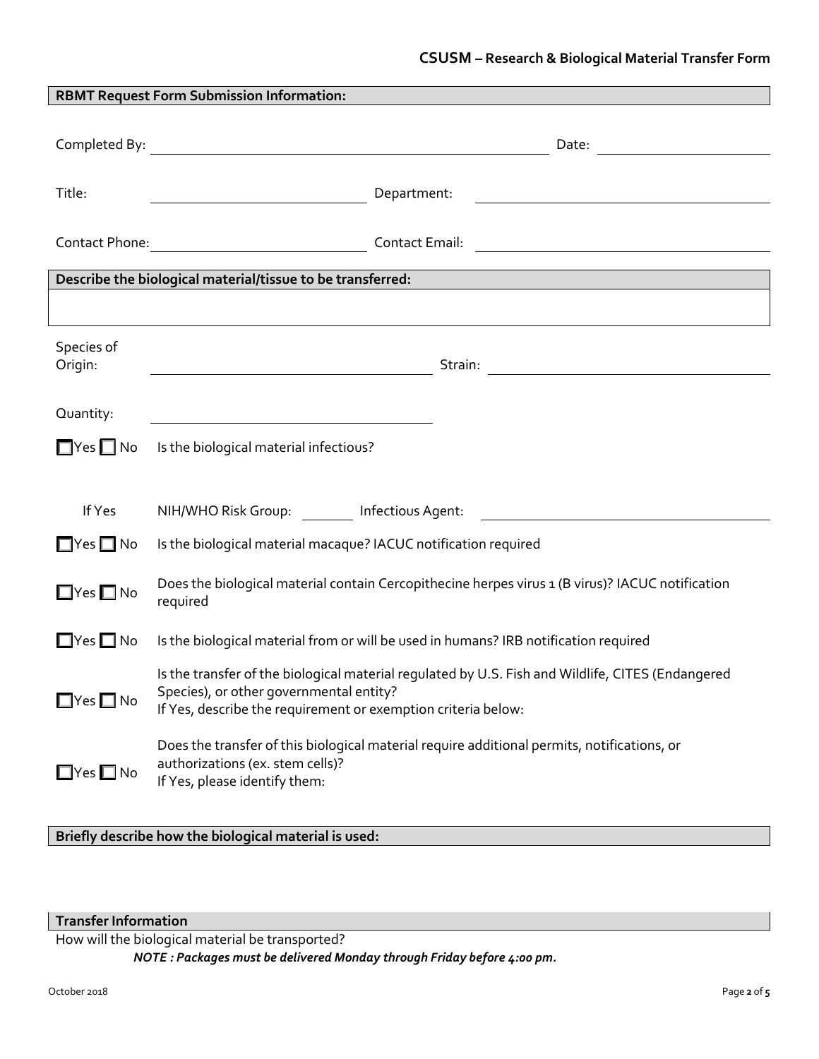## RBMT Request Form Submission Information:

Completed By: ______________________________ Date: ______________

Title: ______________________ Department: ______________________

Contact Phone: ______________________ Contact Email: ______________________

## Describe the biological material/tissue to be transferred:

&nbsp;

Species of Origin: ______________________ Strain: ______________________

Quantity: ______________________

☐ Yes ☐ No Is the biological material infectious?

If Yes NIH/WHO Risk Group: ________ Infectious Agent: ______________________

☐ Yes ☐ No Is the biological material macaque? IACUC notification required

☐ Yes ☐ No Does the biological material contain Cercopithecine herpes virus 1 (B virus)? IACUC notification required

☐ Yes ☐ No Is the biological material from or will be used in humans? IRB notification required

☐ Yes ☐ No Is the transfer of the biological material regulated by U.S. Fish and Wildlife, CITES (Endangered Species), or other governmental entity?
If Yes, describe the requirement or exemption criteria below:

☐ Yes ☐ No Does the transfer of this biological material require additional permits, notifications, or authorizations (ex. stem cells)?
If Yes, please identify them:

## Briefly describe how the biological material is used:

&nbsp;

## Transfer Information

How will the biological material be transported?

***NOTE : Packages must be delivered Monday through Friday before 4:00 pm.***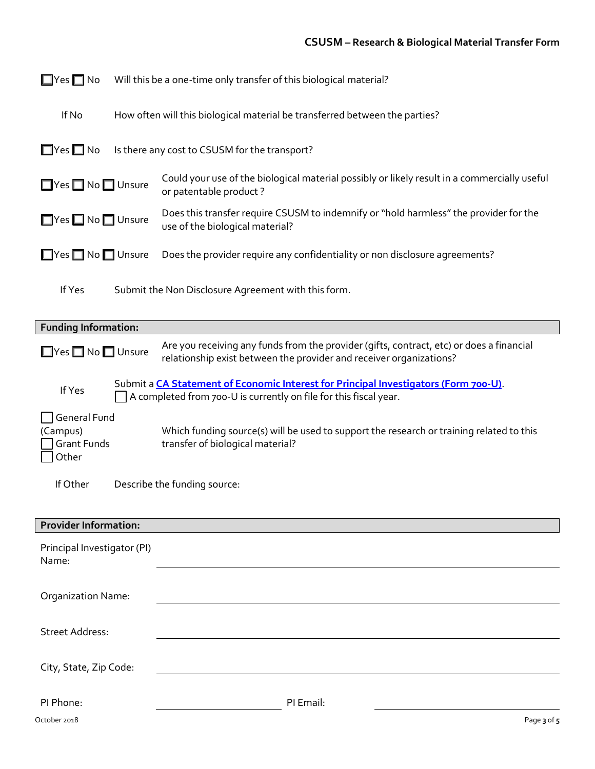☐ Yes ☐ No — Will this be a one-time only transfer of this biological material?

If No — How often will this biological material be transferred between the parties?

☐ Yes ☐ No — Is there any cost to CSUSM for the transport?

☐ Yes ☐ No ☐ Unsure — Could your use of the biological material possibly or likely result in a commercially useful or patentable product ?

☐ Yes ☐ No ☐ Unsure — Does this transfer require CSUSM to indemnify or "hold harmless" the provider for the use of the biological material?

☐ Yes ☐ No ☐ Unsure — Does the provider require any confidentiality or non disclosure agreements?

If Yes — Submit the Non Disclosure Agreement with this form.

## Funding Information:

☐ Yes ☐ No ☐ Unsure — Are you receiving any funds from the provider (gifts, contract, etc) or does a financial relationship exist between the provider and receiver organizations?

If Yes — Submit a **CA Statement of Economic Interest for Principal Investigators (Form 700-U)**.
☐ A completed from 700-U is currently on file for this fiscal year.

☐ General Fund (Campus)
☐ Grant Funds
☐ Other

Which funding source(s) will be used to support the research or training related to this transfer of biological material?

If Other — Describe the funding source:

## Provider Information:

Principal Investigator (PI) Name: ______________________

Organization Name: ______________________

Street Address: ______________________

City, State, Zip Code: ______________________

PI Phone: ______________ PI Email: ______________

October 2018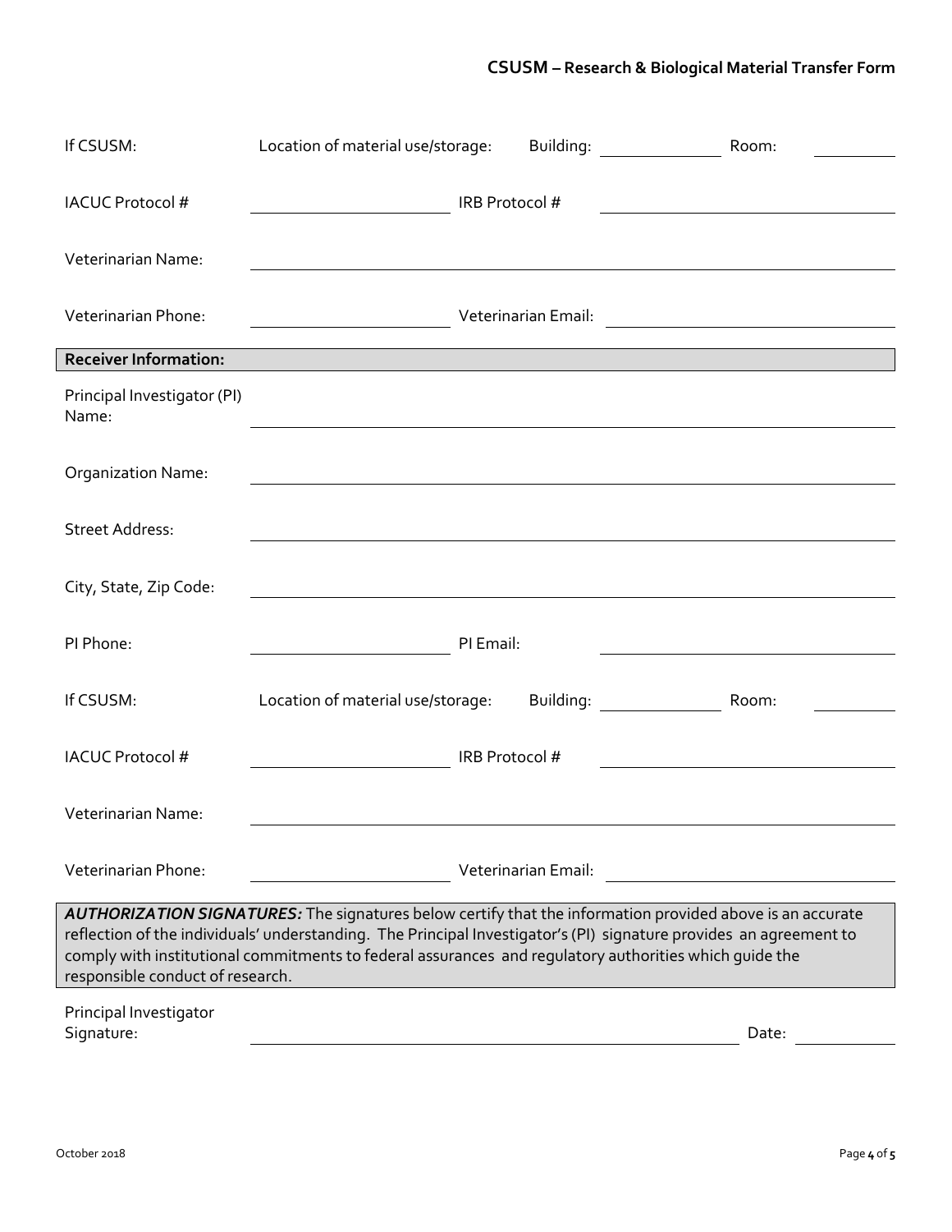| | | | | | |
|---|---|---|---|---|---|
| If CSUSM: | Location of material use/storage: | Building: | | Room: | |
| IACUC Protocol # | | IRB Protocol # | | | |
| Veterinarian Name: | | | | | |
| Veterinarian Phone: | | Veterinarian Email: | | | |

**Receiver Information:**

| | | | | | |
|---|---|---|---|---|---|
| Principal Investigator (PI) Name: | | | | | |
| Organization Name: | | | | | |
| Street Address: | | | | | |
| City, State, Zip Code: | | | | | |
| PI Phone: | | PI Email: | | | |
| If CSUSM: | Location of material use/storage: | Building: | | Room: | |
| IACUC Protocol # | | IRB Protocol # | | | |
| Veterinarian Name: | | | | | |
| Veterinarian Phone: | | Veterinarian Email: | | | |

***AUTHORIZATION SIGNATURES:*** The signatures below certify that the information provided above is an accurate reflection of the individuals' understanding. The Principal Investigator's (PI) signature provides an agreement to comply with institutional commitments to federal assurances and regulatory authorities which guide the responsible conduct of research.

Principal Investigator Signature: ______________________________ Date: __________

October 2018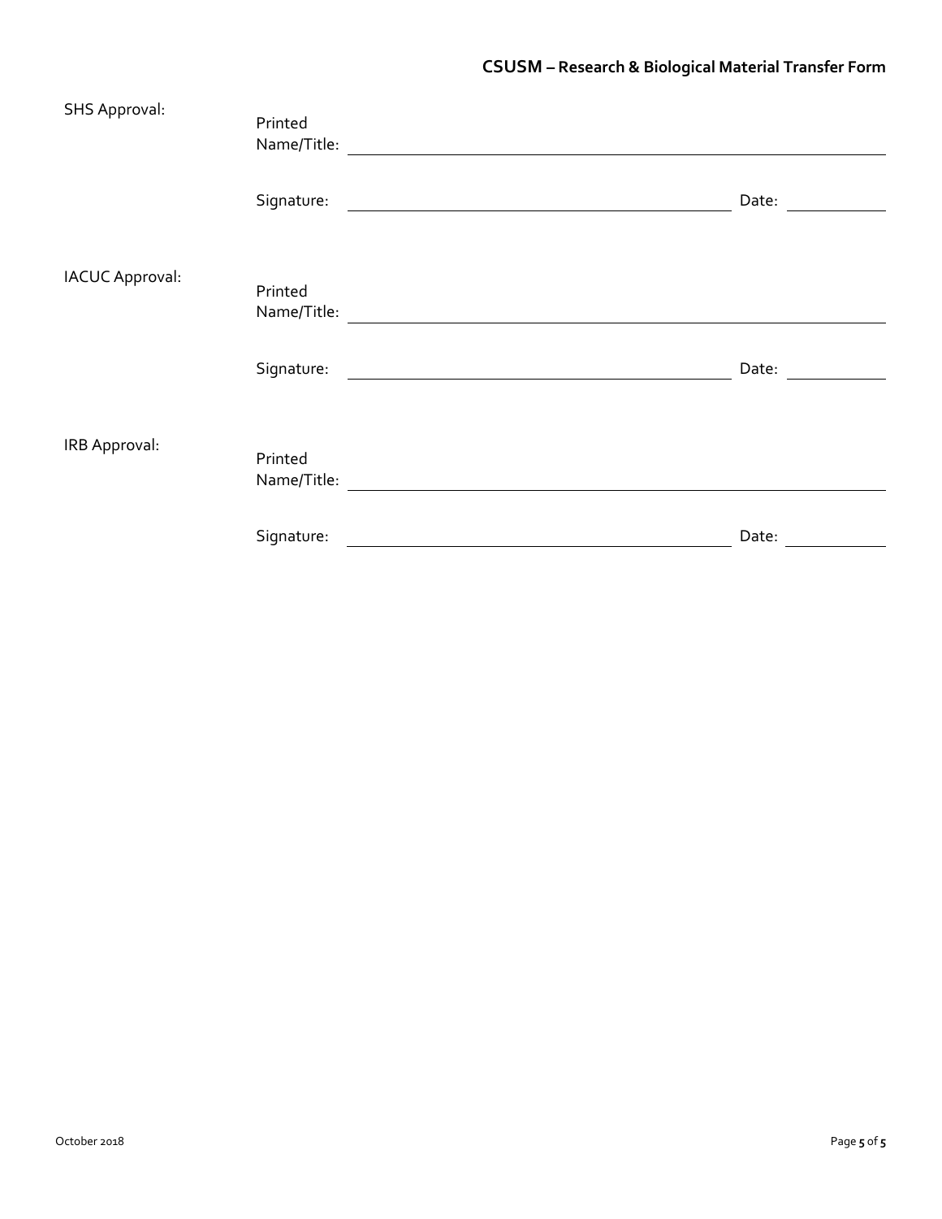SHS Approval:

Printed Name/Title: ______________________________________________

Signature: ______________________________ Date: __________

IACUC Approval:

Printed Name/Title: ______________________________________________

Signature: ______________________________ Date: __________

IRB Approval:

Printed Name/Title: ______________________________________________

Signature: ______________________________ Date: __________